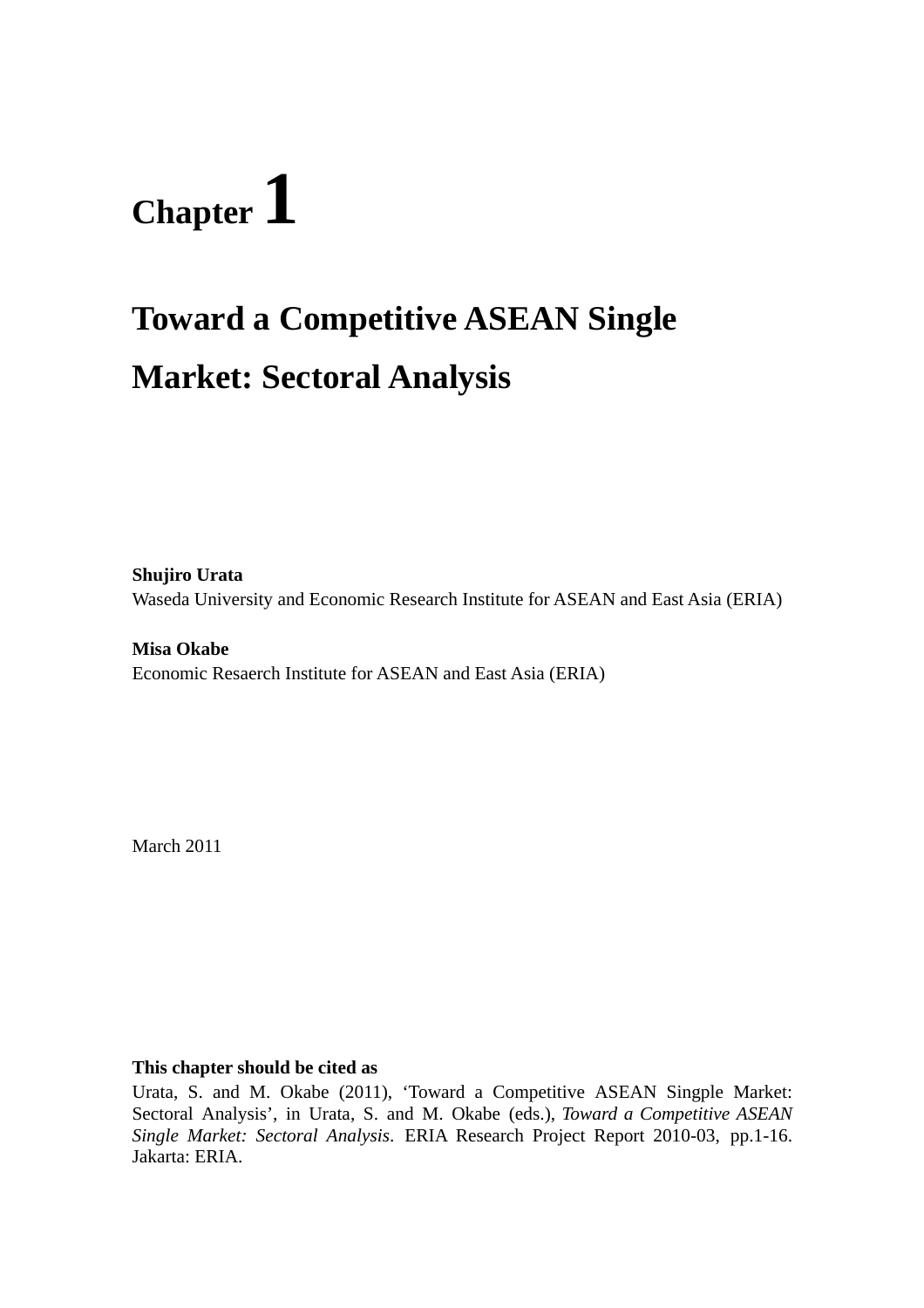# Chapter 1

# Toward a Competitive ASEAN Single Market: Sectoral Analysis

**Shujiro Urata**
Waseda University and Economic Research Institute for ASEAN and East Asia (ERIA)

**Misa Okabe**
Economic Resaerch Institute for ASEAN and East Asia (ERIA)

March 2011

**This chapter should be cited as**

Urata, S. and M. Okabe (2011), 'Toward a Competitive ASEAN Singple Market: Sectoral Analysis', in Urata, S. and M. Okabe (eds.), *Toward a Competitive ASEAN Single Market: Sectoral Analysis*. ERIA Research Project Report 2010-03, pp.1-16. Jakarta: ERIA.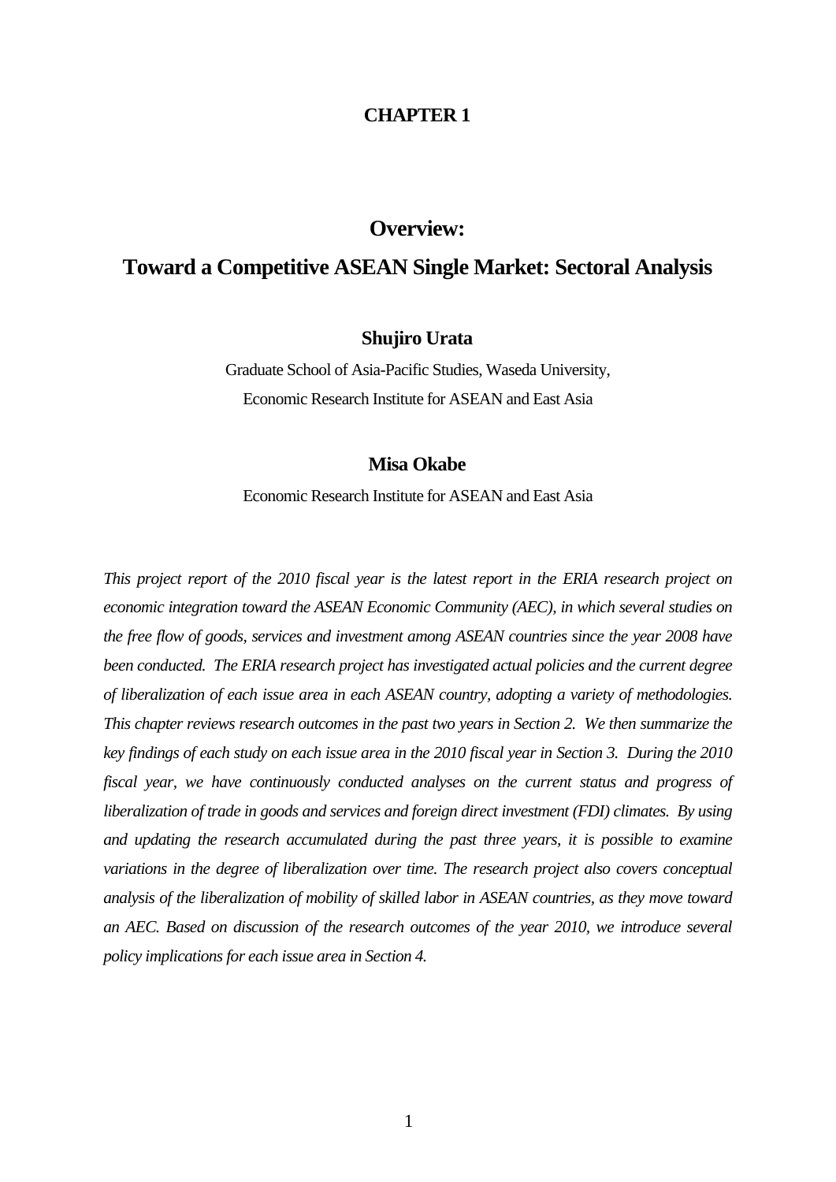**CHAPTER 1**

# Overview:

# Toward a Competitive ASEAN Single Market: Sectoral Analysis

**Shujiro Urata**

Graduate School of Asia-Pacific Studies, Waseda University,

Economic Research Institute for ASEAN and East Asia

**Misa Okabe**

Economic Research Institute for ASEAN and East Asia

*This project report of the 2010 fiscal year is the latest report in the ERIA research project on economic integration toward the ASEAN Economic Community (AEC), in which several studies on the free flow of goods, services and investment among ASEAN countries since the year 2008 have been conducted. The ERIA research project has investigated actual policies and the current degree of liberalization of each issue area in each ASEAN country, adopting a variety of methodologies. This chapter reviews research outcomes in the past two years in Section 2. We then summarize the key findings of each study on each issue area in the 2010 fiscal year in Section 3. During the 2010 fiscal year, we have continuously conducted analyses on the current status and progress of liberalization of trade in goods and services and foreign direct investment (FDI) climates. By using and updating the research accumulated during the past three years, it is possible to examine variations in the degree of liberalization over time. The research project also covers conceptual analysis of the liberalization of mobility of skilled labor in ASEAN countries, as they move toward an AEC. Based on discussion of the research outcomes of the year 2010, we introduce several policy implications for each issue area in Section 4.*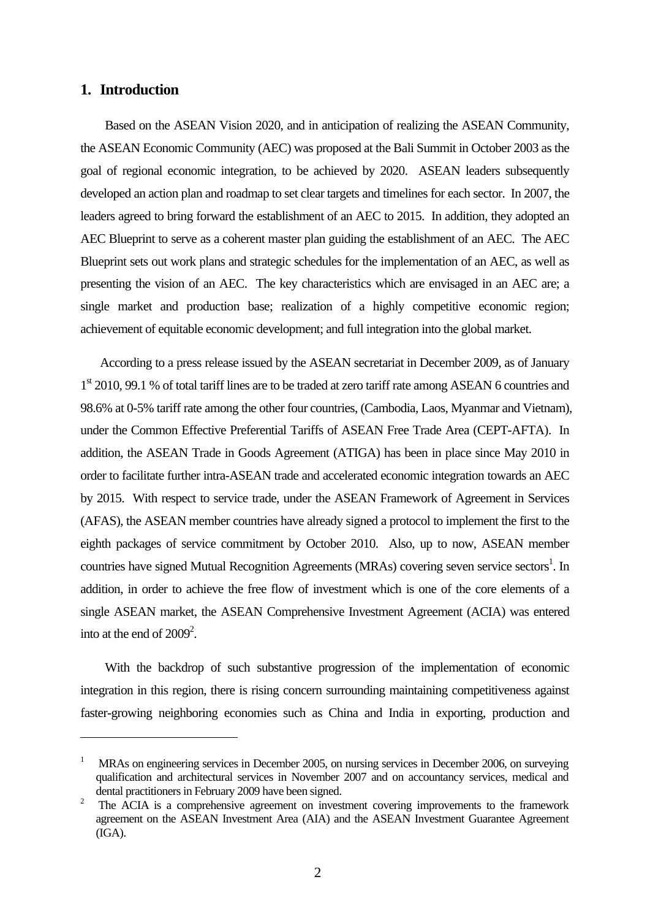## 1. Introduction

Based on the ASEAN Vision 2020, and in anticipation of realizing the ASEAN Community, the ASEAN Economic Community (AEC) was proposed at the Bali Summit in October 2003 as the goal of regional economic integration, to be achieved by 2020. ASEAN leaders subsequently developed an action plan and roadmap to set clear targets and timelines for each sector. In 2007, the leaders agreed to bring forward the establishment of an AEC to 2015. In addition, they adopted an AEC Blueprint to serve as a coherent master plan guiding the establishment of an AEC. The AEC Blueprint sets out work plans and strategic schedules for the implementation of an AEC, as well as presenting the vision of an AEC. The key characteristics which are envisaged in an AEC are; a single market and production base; realization of a highly competitive economic region; achievement of equitable economic development; and full integration into the global market.

According to a press release issued by the ASEAN secretariat in December 2009, as of January 1st 2010, 99.1 % of total tariff lines are to be traded at zero tariff rate among ASEAN 6 countries and 98.6% at 0-5% tariff rate among the other four countries, (Cambodia, Laos, Myanmar and Vietnam), under the Common Effective Preferential Tariffs of ASEAN Free Trade Area (CEPT-AFTA). In addition, the ASEAN Trade in Goods Agreement (ATIGA) has been in place since May 2010 in order to facilitate further intra-ASEAN trade and accelerated economic integration towards an AEC by 2015. With respect to service trade, under the ASEAN Framework of Agreement in Services (AFAS), the ASEAN member countries have already signed a protocol to implement the first to the eighth packages of service commitment by October 2010. Also, up to now, ASEAN member countries have signed Mutual Recognition Agreements (MRAs) covering seven service sectors[1]. In addition, in order to achieve the free flow of investment which is one of the core elements of a single ASEAN market, the ASEAN Comprehensive Investment Agreement (ACIA) was entered into at the end of 2009[2].

With the backdrop of such substantive progression of the implementation of economic integration in this region, there is rising concern surrounding maintaining competitiveness against faster-growing neighboring economies such as China and India in exporting, production and

---

[1] MRAs on engineering services in December 2005, on nursing services in December 2006, on surveying qualification and architectural services in November 2007 and on accountancy services, medical and dental practitioners in February 2009 have been signed.

[2] The ACIA is a comprehensive agreement on investment covering improvements to the framework agreement on the ASEAN Investment Area (AIA) and the ASEAN Investment Guarantee Agreement (IGA).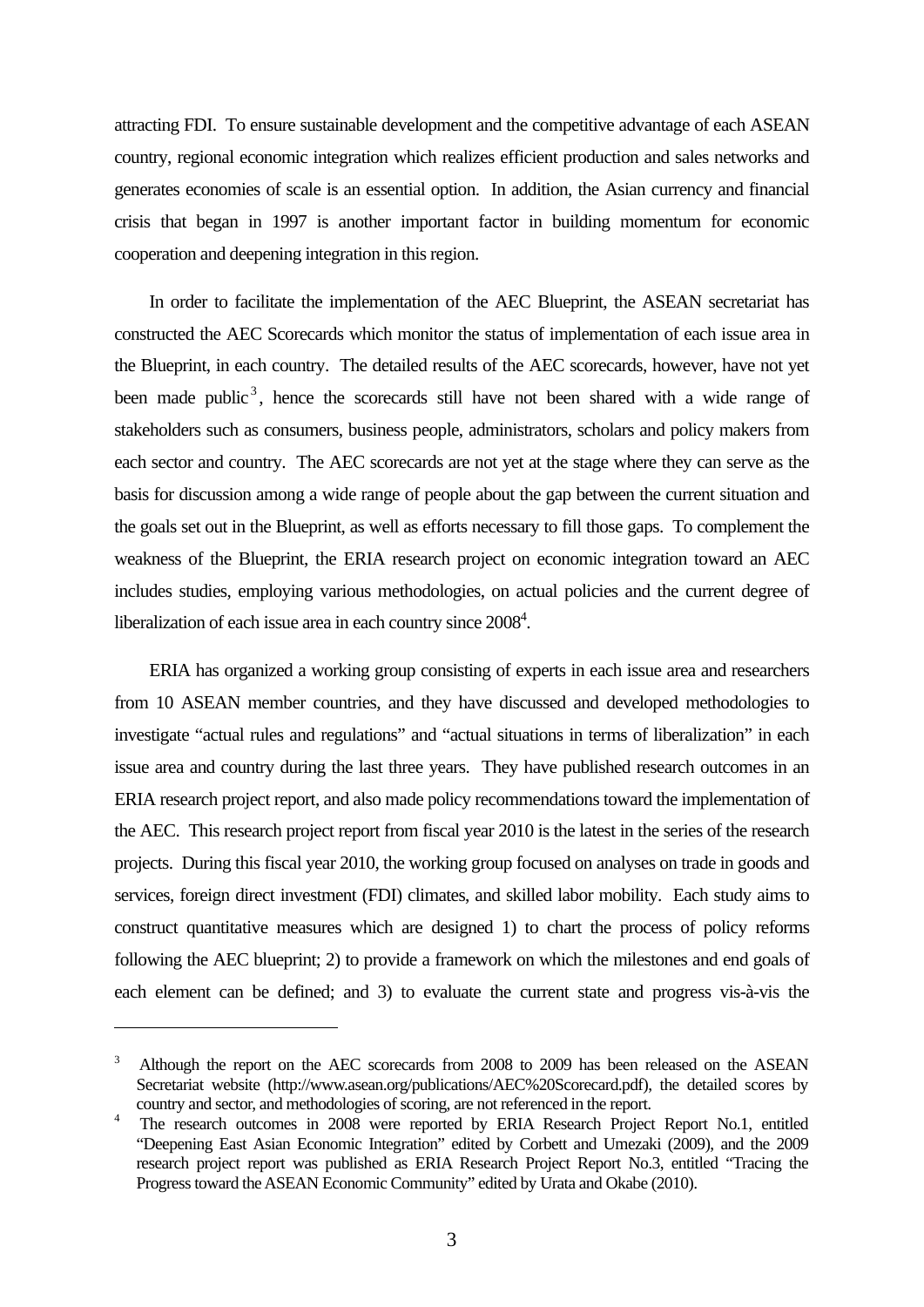attracting FDI. To ensure sustainable development and the competitive advantage of each ASEAN country, regional economic integration which realizes efficient production and sales networks and generates economies of scale is an essential option. In addition, the Asian currency and financial crisis that began in 1997 is another important factor in building momentum for economic cooperation and deepening integration in this region.

In order to facilitate the implementation of the AEC Blueprint, the ASEAN secretariat has constructed the AEC Scorecards which monitor the status of implementation of each issue area in the Blueprint, in each country. The detailed results of the AEC scorecards, however, have not yet been made public[3], hence the scorecards still have not been shared with a wide range of stakeholders such as consumers, business people, administrators, scholars and policy makers from each sector and country. The AEC scorecards are not yet at the stage where they can serve as the basis for discussion among a wide range of people about the gap between the current situation and the goals set out in the Blueprint, as well as efforts necessary to fill those gaps. To complement the weakness of the Blueprint, the ERIA research project on economic integration toward an AEC includes studies, employing various methodologies, on actual policies and the current degree of liberalization of each issue area in each country since 2008[4].

ERIA has organized a working group consisting of experts in each issue area and researchers from 10 ASEAN member countries, and they have discussed and developed methodologies to investigate "actual rules and regulations" and "actual situations in terms of liberalization" in each issue area and country during the last three years. They have published research outcomes in an ERIA research project report, and also made policy recommendations toward the implementation of the AEC. This research project report from fiscal year 2010 is the latest in the series of the research projects. During this fiscal year 2010, the working group focused on analyses on trade in goods and services, foreign direct investment (FDI) climates, and skilled labor mobility. Each study aims to construct quantitative measures which are designed 1) to chart the process of policy reforms following the AEC blueprint; 2) to provide a framework on which the milestones and end goals of each element can be defined; and 3) to evaluate the current state and progress vis-à-vis the

---

[3] Although the report on the AEC scorecards from 2008 to 2009 has been released on the ASEAN Secretariat website (http://www.asean.org/publications/AEC%20Scorecard.pdf), the detailed scores by country and sector, and methodologies of scoring, are not referenced in the report.

[4] The research outcomes in 2008 were reported by ERIA Research Project Report No.1, entitled "Deepening East Asian Economic Integration" edited by Corbett and Umezaki (2009), and the 2009 research project report was published as ERIA Research Project Report No.3, entitled "Tracing the Progress toward the ASEAN Economic Community" edited by Urata and Okabe (2010).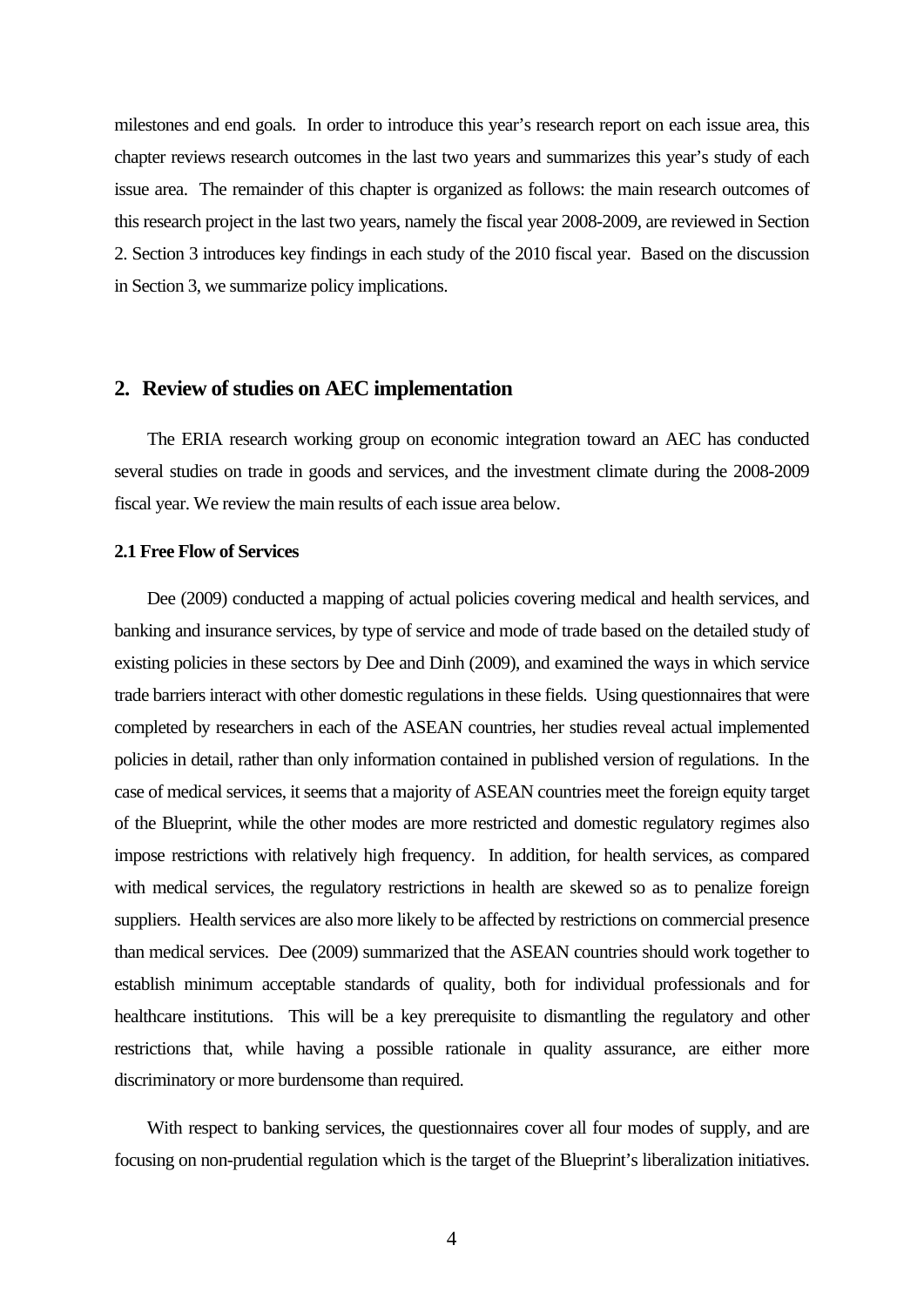milestones and end goals. In order to introduce this year's research report on each issue area, this chapter reviews research outcomes in the last two years and summarizes this year's study of each issue area. The remainder of this chapter is organized as follows: the main research outcomes of this research project in the last two years, namely the fiscal year 2008-2009, are reviewed in Section 2. Section 3 introduces key findings in each study of the 2010 fiscal year. Based on the discussion in Section 3, we summarize policy implications.

## 2. Review of studies on AEC implementation

The ERIA research working group on economic integration toward an AEC has conducted several studies on trade in goods and services, and the investment climate during the 2008-2009 fiscal year. We review the main results of each issue area below.

### 2.1 Free Flow of Services

Dee (2009) conducted a mapping of actual policies covering medical and health services, and banking and insurance services, by type of service and mode of trade based on the detailed study of existing policies in these sectors by Dee and Dinh (2009), and examined the ways in which service trade barriers interact with other domestic regulations in these fields. Using questionnaires that were completed by researchers in each of the ASEAN countries, her studies reveal actual implemented policies in detail, rather than only information contained in published version of regulations. In the case of medical services, it seems that a majority of ASEAN countries meet the foreign equity target of the Blueprint, while the other modes are more restricted and domestic regulatory regimes also impose restrictions with relatively high frequency. In addition, for health services, as compared with medical services, the regulatory restrictions in health are skewed so as to penalize foreign suppliers. Health services are also more likely to be affected by restrictions on commercial presence than medical services. Dee (2009) summarized that the ASEAN countries should work together to establish minimum acceptable standards of quality, both for individual professionals and for healthcare institutions. This will be a key prerequisite to dismantling the regulatory and other restrictions that, while having a possible rationale in quality assurance, are either more discriminatory or more burdensome than required.

With respect to banking services, the questionnaires cover all four modes of supply, and are focusing on non-prudential regulation which is the target of the Blueprint's liberalization initiatives.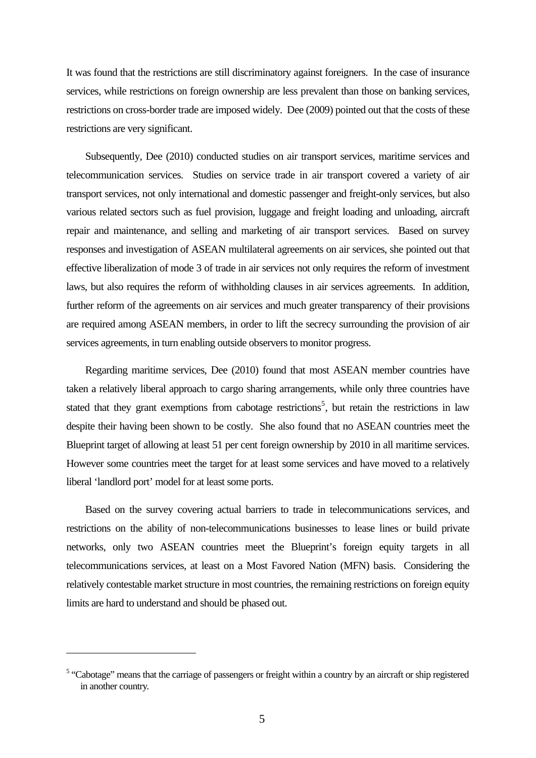It was found that the restrictions are still discriminatory against foreigners. In the case of insurance services, while restrictions on foreign ownership are less prevalent than those on banking services, restrictions on cross-border trade are imposed widely. Dee (2009) pointed out that the costs of these restrictions are very significant.

Subsequently, Dee (2010) conducted studies on air transport services, maritime services and telecommunication services. Studies on service trade in air transport covered a variety of air transport services, not only international and domestic passenger and freight-only services, but also various related sectors such as fuel provision, luggage and freight loading and unloading, aircraft repair and maintenance, and selling and marketing of air transport services. Based on survey responses and investigation of ASEAN multilateral agreements on air services, she pointed out that effective liberalization of mode 3 of trade in air services not only requires the reform of investment laws, but also requires the reform of withholding clauses in air services agreements. In addition, further reform of the agreements on air services and much greater transparency of their provisions are required among ASEAN members, in order to lift the secrecy surrounding the provision of air services agreements, in turn enabling outside observers to monitor progress.

Regarding maritime services, Dee (2010) found that most ASEAN member countries have taken a relatively liberal approach to cargo sharing arrangements, while only three countries have stated that they grant exemptions from cabotage restrictions[5], but retain the restrictions in law despite their having been shown to be costly. She also found that no ASEAN countries meet the Blueprint target of allowing at least 51 per cent foreign ownership by 2010 in all maritime services. However some countries meet the target for at least some services and have moved to a relatively liberal 'landlord port' model for at least some ports.

Based on the survey covering actual barriers to trade in telecommunications services, and restrictions on the ability of non-telecommunications businesses to lease lines or build private networks, only two ASEAN countries meet the Blueprint's foreign equity targets in all telecommunications services, at least on a Most Favored Nation (MFN) basis. Considering the relatively contestable market structure in most countries, the remaining restrictions on foreign equity limits are hard to understand and should be phased out.

---

[5] "Cabotage" means that the carriage of passengers or freight within a country by an aircraft or ship registered in another country.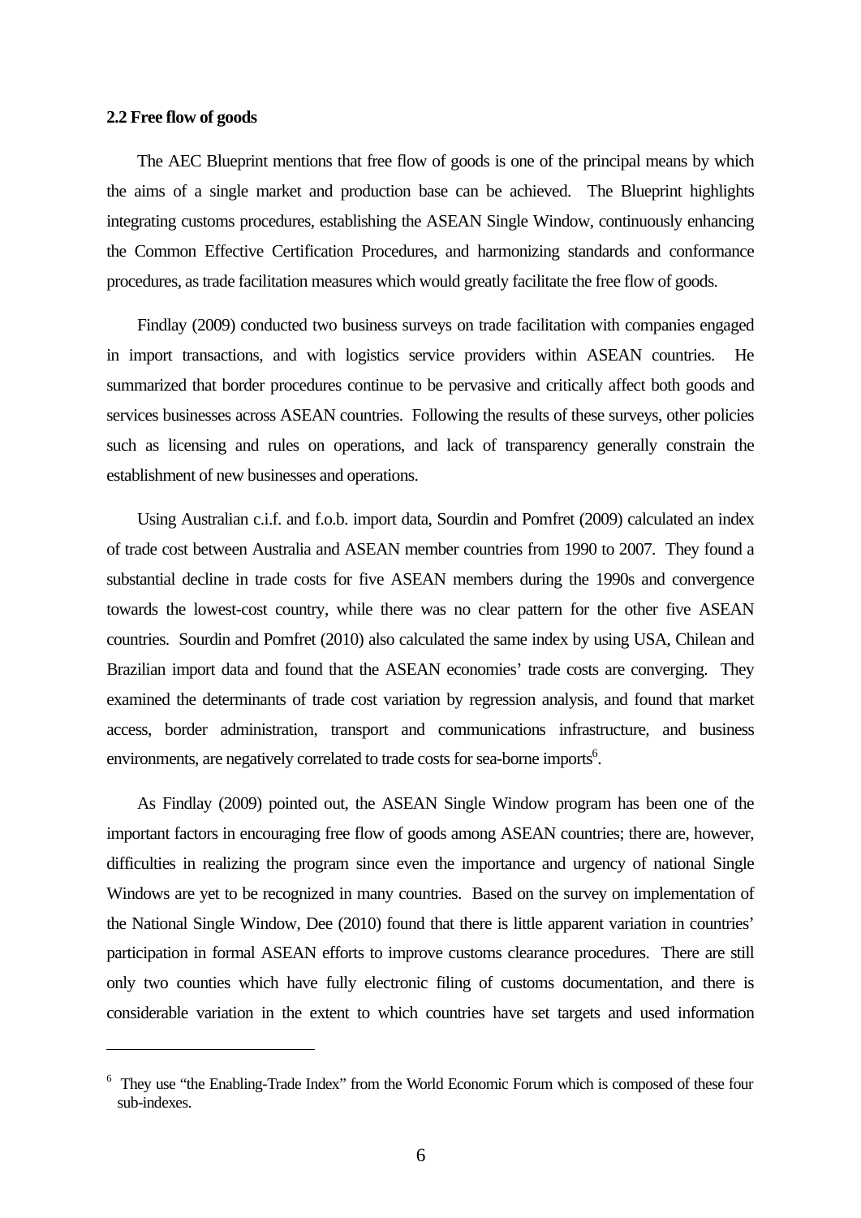### 2.2 Free flow of goods

The AEC Blueprint mentions that free flow of goods is one of the principal means by which the aims of a single market and production base can be achieved. The Blueprint highlights integrating customs procedures, establishing the ASEAN Single Window, continuously enhancing the Common Effective Certification Procedures, and harmonizing standards and conformance procedures, as trade facilitation measures which would greatly facilitate the free flow of goods.

Findlay (2009) conducted two business surveys on trade facilitation with companies engaged in import transactions, and with logistics service providers within ASEAN countries. He summarized that border procedures continue to be pervasive and critically affect both goods and services businesses across ASEAN countries. Following the results of these surveys, other policies such as licensing and rules on operations, and lack of transparency generally constrain the establishment of new businesses and operations.

Using Australian c.i.f. and f.o.b. import data, Sourdin and Pomfret (2009) calculated an index of trade cost between Australia and ASEAN member countries from 1990 to 2007. They found a substantial decline in trade costs for five ASEAN members during the 1990s and convergence towards the lowest-cost country, while there was no clear pattern for the other five ASEAN countries. Sourdin and Pomfret (2010) also calculated the same index by using USA, Chilean and Brazilian import data and found that the ASEAN economies' trade costs are converging. They examined the determinants of trade cost variation by regression analysis, and found that market access, border administration, transport and communications infrastructure, and business environments, are negatively correlated to trade costs for sea-borne imports[6].

As Findlay (2009) pointed out, the ASEAN Single Window program has been one of the important factors in encouraging free flow of goods among ASEAN countries; there are, however, difficulties in realizing the program since even the importance and urgency of national Single Windows are yet to be recognized in many countries. Based on the survey on implementation of the National Single Window, Dee (2010) found that there is little apparent variation in countries' participation in formal ASEAN efforts to improve customs clearance procedures. There are still only two counties which have fully electronic filing of customs documentation, and there is considerable variation in the extent to which countries have set targets and used information

---

[6] They use "the Enabling-Trade Index" from the World Economic Forum which is composed of these four sub-indexes.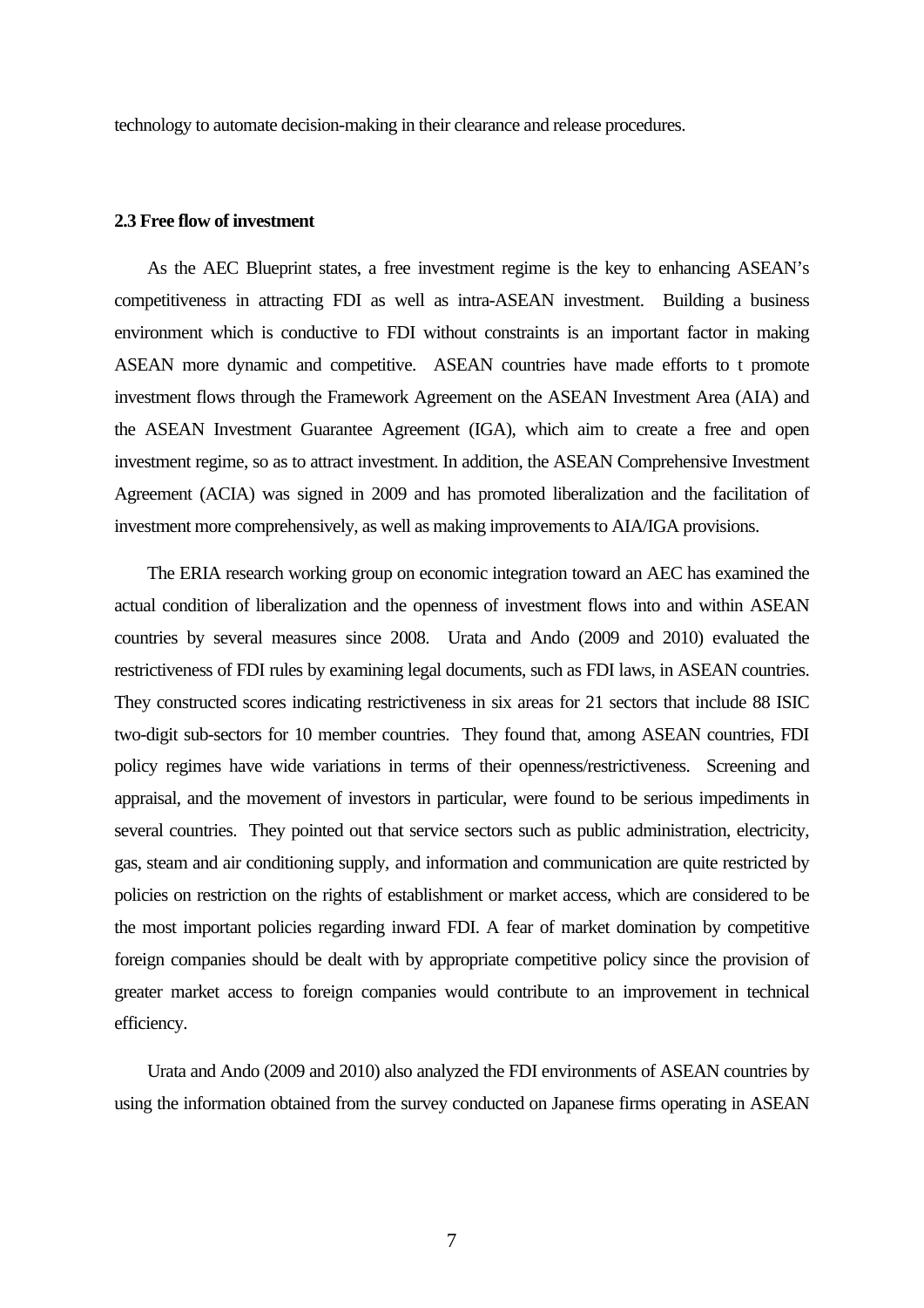technology to automate decision-making in their clearance and release procedures.

### 2.3 Free flow of investment

As the AEC Blueprint states, a free investment regime is the key to enhancing ASEAN's competitiveness in attracting FDI as well as intra-ASEAN investment. Building a business environment which is conductive to FDI without constraints is an important factor in making ASEAN more dynamic and competitive. ASEAN countries have made efforts to t promote investment flows through the Framework Agreement on the ASEAN Investment Area (AIA) and the ASEAN Investment Guarantee Agreement (IGA), which aim to create a free and open investment regime, so as to attract investment. In addition, the ASEAN Comprehensive Investment Agreement (ACIA) was signed in 2009 and has promoted liberalization and the facilitation of investment more comprehensively, as well as making improvements to AIA/IGA provisions.

The ERIA research working group on economic integration toward an AEC has examined the actual condition of liberalization and the openness of investment flows into and within ASEAN countries by several measures since 2008. Urata and Ando (2009 and 2010) evaluated the restrictiveness of FDI rules by examining legal documents, such as FDI laws, in ASEAN countries. They constructed scores indicating restrictiveness in six areas for 21 sectors that include 88 ISIC two-digit sub-sectors for 10 member countries. They found that, among ASEAN countries, FDI policy regimes have wide variations in terms of their openness/restrictiveness. Screening and appraisal, and the movement of investors in particular, were found to be serious impediments in several countries. They pointed out that service sectors such as public administration, electricity, gas, steam and air conditioning supply, and information and communication are quite restricted by policies on restriction on the rights of establishment or market access, which are considered to be the most important policies regarding inward FDI. A fear of market domination by competitive foreign companies should be dealt with by appropriate competitive policy since the provision of greater market access to foreign companies would contribute to an improvement in technical efficiency.

Urata and Ando (2009 and 2010) also analyzed the FDI environments of ASEAN countries by using the information obtained from the survey conducted on Japanese firms operating in ASEAN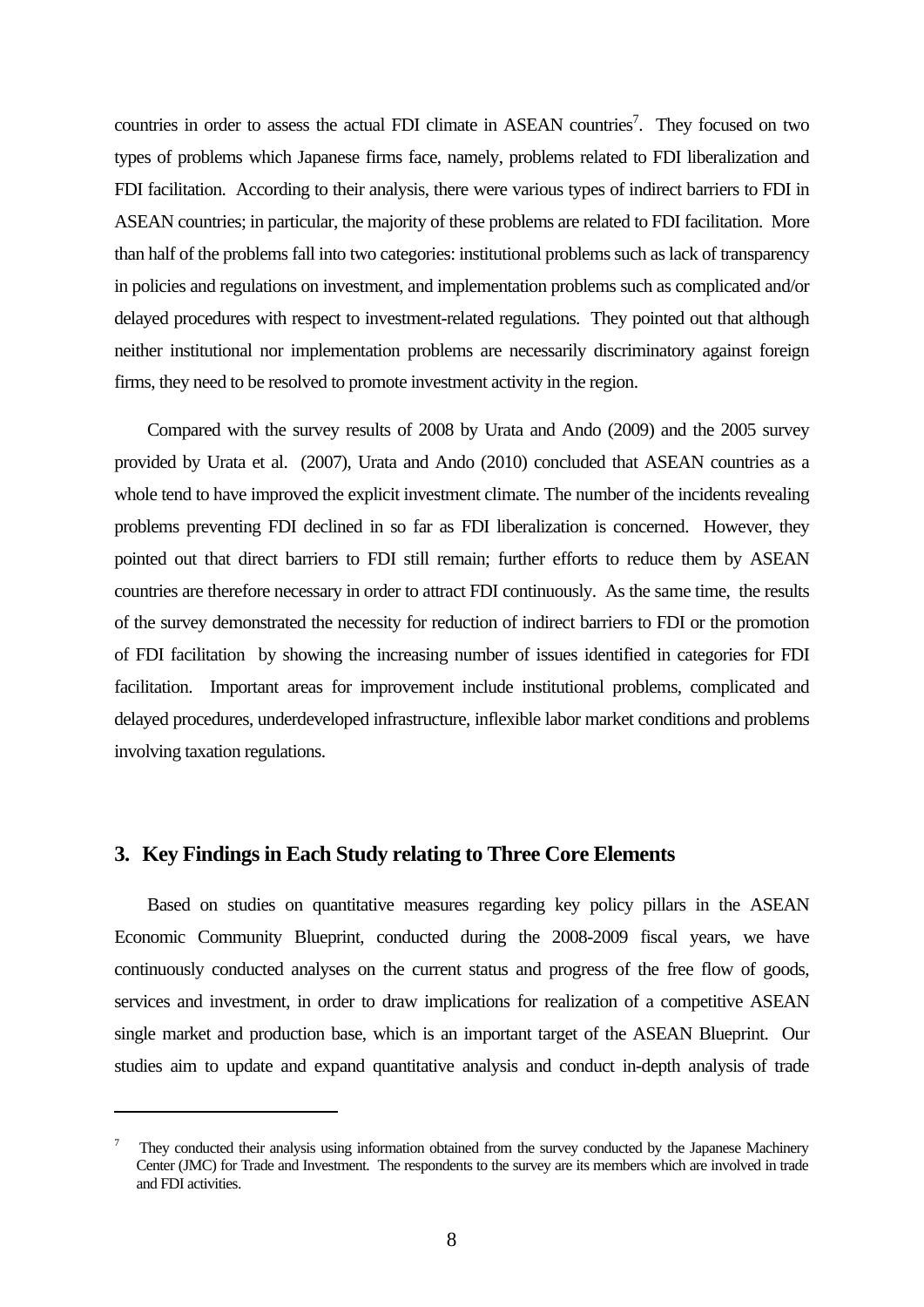countries in order to assess the actual FDI climate in ASEAN countries[7]. They focused on two types of problems which Japanese firms face, namely, problems related to FDI liberalization and FDI facilitation. According to their analysis, there were various types of indirect barriers to FDI in ASEAN countries; in particular, the majority of these problems are related to FDI facilitation. More than half of the problems fall into two categories: institutional problems such as lack of transparency in policies and regulations on investment, and implementation problems such as complicated and/or delayed procedures with respect to investment-related regulations. They pointed out that although neither institutional nor implementation problems are necessarily discriminatory against foreign firms, they need to be resolved to promote investment activity in the region.

Compared with the survey results of 2008 by Urata and Ando (2009) and the 2005 survey provided by Urata et al. (2007), Urata and Ando (2010) concluded that ASEAN countries as a whole tend to have improved the explicit investment climate. The number of the incidents revealing problems preventing FDI declined in so far as FDI liberalization is concerned. However, they pointed out that direct barriers to FDI still remain; further efforts to reduce them by ASEAN countries are therefore necessary in order to attract FDI continuously. As the same time, the results of the survey demonstrated the necessity for reduction of indirect barriers to FDI or the promotion of FDI facilitation by showing the increasing number of issues identified in categories for FDI facilitation. Important areas for improvement include institutional problems, complicated and delayed procedures, underdeveloped infrastructure, inflexible labor market conditions and problems involving taxation regulations.

## 3. Key Findings in Each Study relating to Three Core Elements

Based on studies on quantitative measures regarding key policy pillars in the ASEAN Economic Community Blueprint, conducted during the 2008-2009 fiscal years, we have continuously conducted analyses on the current status and progress of the free flow of goods, services and investment, in order to draw implications for realization of a competitive ASEAN single market and production base, which is an important target of the ASEAN Blueprint. Our studies aim to update and expand quantitative analysis and conduct in-depth analysis of trade

---

[7] They conducted their analysis using information obtained from the survey conducted by the Japanese Machinery Center (JMC) for Trade and Investment. The respondents to the survey are its members which are involved in trade and FDI activities.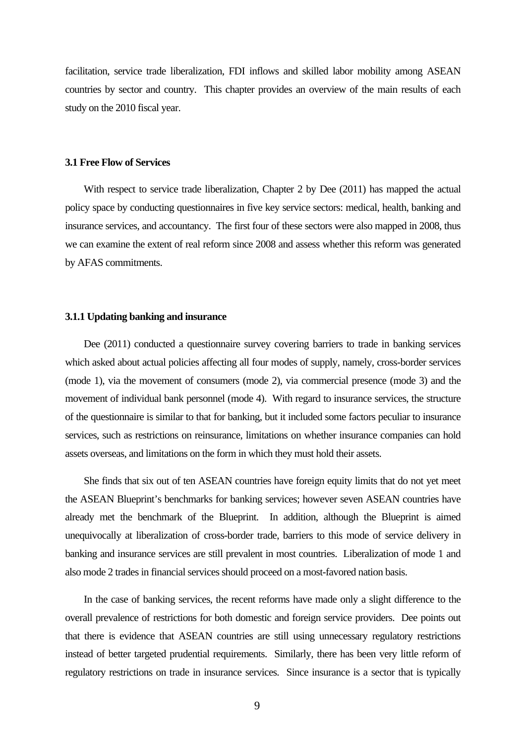facilitation, service trade liberalization, FDI inflows and skilled labor mobility among ASEAN countries by sector and country. This chapter provides an overview of the main results of each study on the 2010 fiscal year.

### 3.1 Free Flow of Services

With respect to service trade liberalization, Chapter 2 by Dee (2011) has mapped the actual policy space by conducting questionnaires in five key service sectors: medical, health, banking and insurance services, and accountancy. The first four of these sectors were also mapped in 2008, thus we can examine the extent of real reform since 2008 and assess whether this reform was generated by AFAS commitments.

#### 3.1.1 Updating banking and insurance

Dee (2011) conducted a questionnaire survey covering barriers to trade in banking services which asked about actual policies affecting all four modes of supply, namely, cross-border services (mode 1), via the movement of consumers (mode 2), via commercial presence (mode 3) and the movement of individual bank personnel (mode 4). With regard to insurance services, the structure of the questionnaire is similar to that for banking, but it included some factors peculiar to insurance services, such as restrictions on reinsurance, limitations on whether insurance companies can hold assets overseas, and limitations on the form in which they must hold their assets.

She finds that six out of ten ASEAN countries have foreign equity limits that do not yet meet the ASEAN Blueprint's benchmarks for banking services; however seven ASEAN countries have already met the benchmark of the Blueprint. In addition, although the Blueprint is aimed unequivocally at liberalization of cross-border trade, barriers to this mode of service delivery in banking and insurance services are still prevalent in most countries. Liberalization of mode 1 and also mode 2 trades in financial services should proceed on a most-favored nation basis.

In the case of banking services, the recent reforms have made only a slight difference to the overall prevalence of restrictions for both domestic and foreign service providers. Dee points out that there is evidence that ASEAN countries are still using unnecessary regulatory restrictions instead of better targeted prudential requirements. Similarly, there has been very little reform of regulatory restrictions on trade in insurance services. Since insurance is a sector that is typically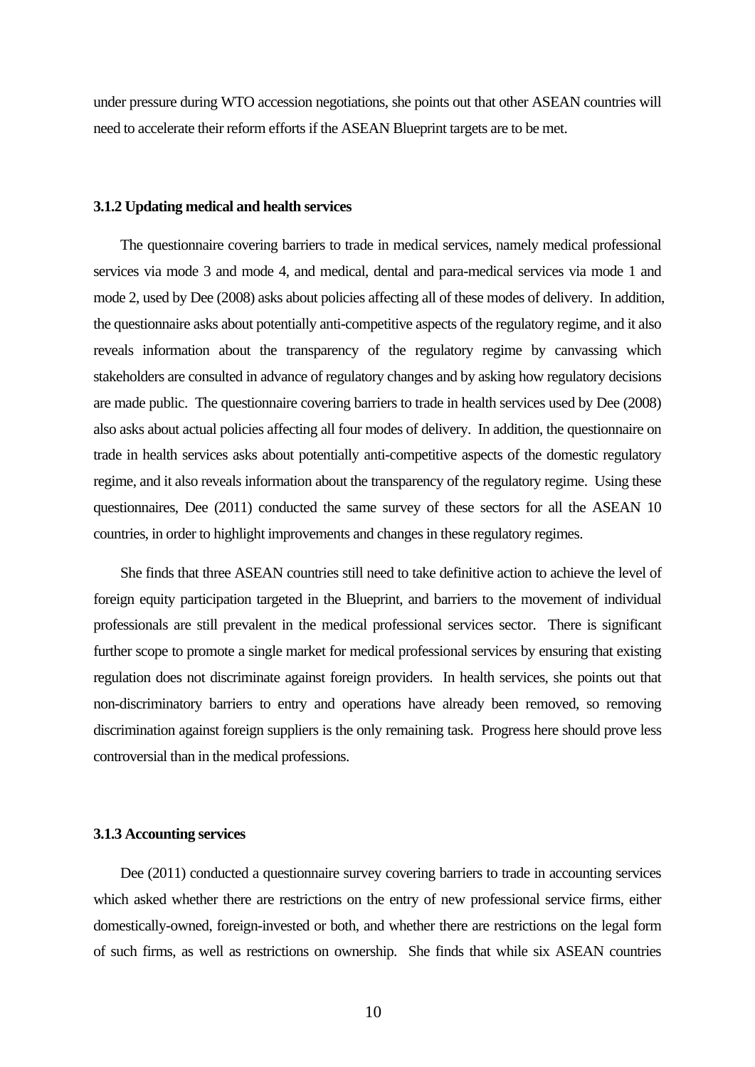under pressure during WTO accession negotiations, she points out that other ASEAN countries will need to accelerate their reform efforts if the ASEAN Blueprint targets are to be met.

### 3.1.2 Updating medical and health services

The questionnaire covering barriers to trade in medical services, namely medical professional services via mode 3 and mode 4, and medical, dental and para-medical services via mode 1 and mode 2, used by Dee (2008) asks about policies affecting all of these modes of delivery. In addition, the questionnaire asks about potentially anti-competitive aspects of the regulatory regime, and it also reveals information about the transparency of the regulatory regime by canvassing which stakeholders are consulted in advance of regulatory changes and by asking how regulatory decisions are made public. The questionnaire covering barriers to trade in health services used by Dee (2008) also asks about actual policies affecting all four modes of delivery. In addition, the questionnaire on trade in health services asks about potentially anti-competitive aspects of the domestic regulatory regime, and it also reveals information about the transparency of the regulatory regime. Using these questionnaires, Dee (2011) conducted the same survey of these sectors for all the ASEAN 10 countries, in order to highlight improvements and changes in these regulatory regimes.

She finds that three ASEAN countries still need to take definitive action to achieve the level of foreign equity participation targeted in the Blueprint, and barriers to the movement of individual professionals are still prevalent in the medical professional services sector. There is significant further scope to promote a single market for medical professional services by ensuring that existing regulation does not discriminate against foreign providers. In health services, she points out that non-discriminatory barriers to entry and operations have already been removed, so removing discrimination against foreign suppliers is the only remaining task. Progress here should prove less controversial than in the medical professions.

### 3.1.3 Accounting services

Dee (2011) conducted a questionnaire survey covering barriers to trade in accounting services which asked whether there are restrictions on the entry of new professional service firms, either domestically-owned, foreign-invested or both, and whether there are restrictions on the legal form of such firms, as well as restrictions on ownership. She finds that while six ASEAN countries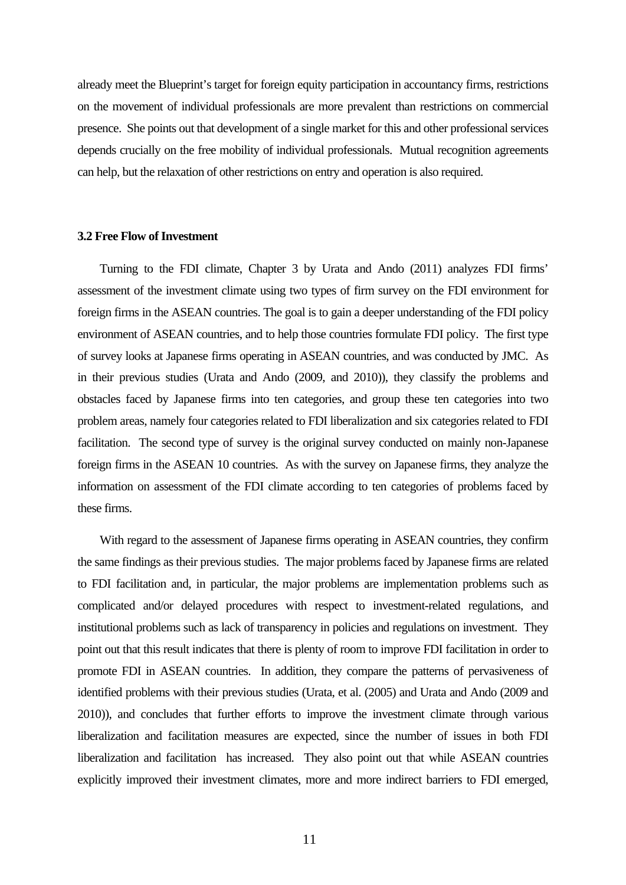already meet the Blueprint's target for foreign equity participation in accountancy firms, restrictions on the movement of individual professionals are more prevalent than restrictions on commercial presence. She points out that development of a single market for this and other professional services depends crucially on the free mobility of individual professionals. Mutual recognition agreements can help, but the relaxation of other restrictions on entry and operation is also required.

### 3.2 Free Flow of Investment

Turning to the FDI climate, Chapter 3 by Urata and Ando (2011) analyzes FDI firms' assessment of the investment climate using two types of firm survey on the FDI environment for foreign firms in the ASEAN countries. The goal is to gain a deeper understanding of the FDI policy environment of ASEAN countries, and to help those countries formulate FDI policy. The first type of survey looks at Japanese firms operating in ASEAN countries, and was conducted by JMC. As in their previous studies (Urata and Ando (2009, and 2010)), they classify the problems and obstacles faced by Japanese firms into ten categories, and group these ten categories into two problem areas, namely four categories related to FDI liberalization and six categories related to FDI facilitation. The second type of survey is the original survey conducted on mainly non-Japanese foreign firms in the ASEAN 10 countries. As with the survey on Japanese firms, they analyze the information on assessment of the FDI climate according to ten categories of problems faced by these firms.

With regard to the assessment of Japanese firms operating in ASEAN countries, they confirm the same findings as their previous studies. The major problems faced by Japanese firms are related to FDI facilitation and, in particular, the major problems are implementation problems such as complicated and/or delayed procedures with respect to investment-related regulations, and institutional problems such as lack of transparency in policies and regulations on investment. They point out that this result indicates that there is plenty of room to improve FDI facilitation in order to promote FDI in ASEAN countries. In addition, they compare the patterns of pervasiveness of identified problems with their previous studies (Urata, et al. (2005) and Urata and Ando (2009 and 2010)), and concludes that further efforts to improve the investment climate through various liberalization and facilitation measures are expected, since the number of issues in both FDI liberalization and facilitation has increased. They also point out that while ASEAN countries explicitly improved their investment climates, more and more indirect barriers to FDI emerged,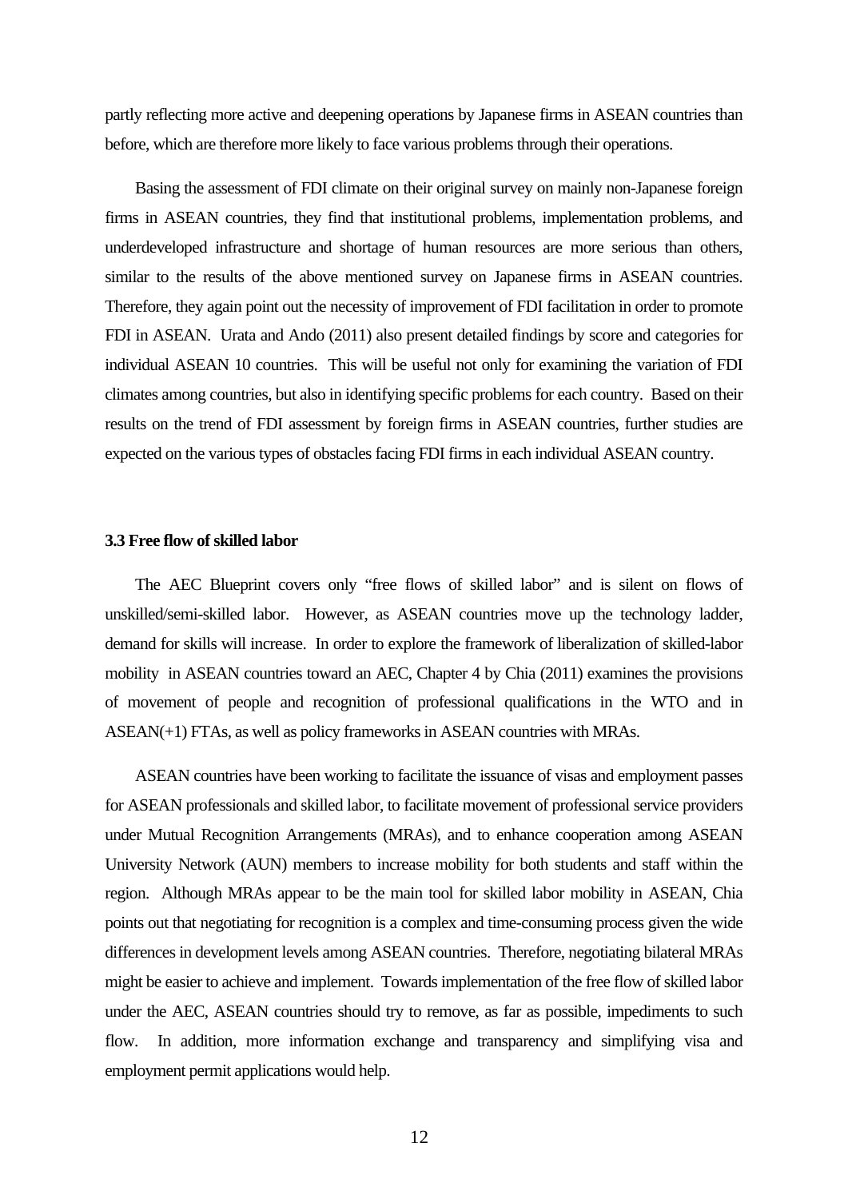partly reflecting more active and deepening operations by Japanese firms in ASEAN countries than before, which are therefore more likely to face various problems through their operations.

Basing the assessment of FDI climate on their original survey on mainly non-Japanese foreign firms in ASEAN countries, they find that institutional problems, implementation problems, and underdeveloped infrastructure and shortage of human resources are more serious than others, similar to the results of the above mentioned survey on Japanese firms in ASEAN countries. Therefore, they again point out the necessity of improvement of FDI facilitation in order to promote FDI in ASEAN. Urata and Ando (2011) also present detailed findings by score and categories for individual ASEAN 10 countries. This will be useful not only for examining the variation of FDI climates among countries, but also in identifying specific problems for each country. Based on their results on the trend of FDI assessment by foreign firms in ASEAN countries, further studies are expected on the various types of obstacles facing FDI firms in each individual ASEAN country.

### 3.3 Free flow of skilled labor

The AEC Blueprint covers only "free flows of skilled labor" and is silent on flows of unskilled/semi-skilled labor. However, as ASEAN countries move up the technology ladder, demand for skills will increase. In order to explore the framework of liberalization of skilled-labor mobility in ASEAN countries toward an AEC, Chapter 4 by Chia (2011) examines the provisions of movement of people and recognition of professional qualifications in the WTO and in ASEAN(+1) FTAs, as well as policy frameworks in ASEAN countries with MRAs.

ASEAN countries have been working to facilitate the issuance of visas and employment passes for ASEAN professionals and skilled labor, to facilitate movement of professional service providers under Mutual Recognition Arrangements (MRAs), and to enhance cooperation among ASEAN University Network (AUN) members to increase mobility for both students and staff within the region. Although MRAs appear to be the main tool for skilled labor mobility in ASEAN, Chia points out that negotiating for recognition is a complex and time-consuming process given the wide differences in development levels among ASEAN countries. Therefore, negotiating bilateral MRAs might be easier to achieve and implement. Towards implementation of the free flow of skilled labor under the AEC, ASEAN countries should try to remove, as far as possible, impediments to such flow. In addition, more information exchange and transparency and simplifying visa and employment permit applications would help.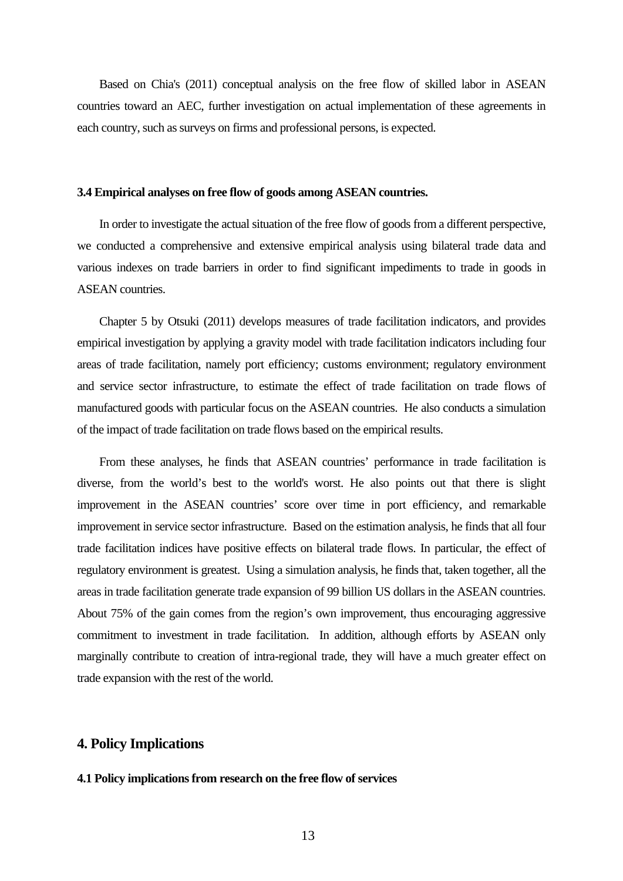Based on Chia's (2011) conceptual analysis on the free flow of skilled labor in ASEAN countries toward an AEC, further investigation on actual implementation of these agreements in each country, such as surveys on firms and professional persons, is expected.

### 3.4 Empirical analyses on free flow of goods among ASEAN countries.

In order to investigate the actual situation of the free flow of goods from a different perspective, we conducted a comprehensive and extensive empirical analysis using bilateral trade data and various indexes on trade barriers in order to find significant impediments to trade in goods in ASEAN countries.

Chapter 5 by Otsuki (2011) develops measures of trade facilitation indicators, and provides empirical investigation by applying a gravity model with trade facilitation indicators including four areas of trade facilitation, namely port efficiency; customs environment; regulatory environment and service sector infrastructure, to estimate the effect of trade facilitation on trade flows of manufactured goods with particular focus on the ASEAN countries. He also conducts a simulation of the impact of trade facilitation on trade flows based on the empirical results.

From these analyses, he finds that ASEAN countries' performance in trade facilitation is diverse, from the world's best to the world's worst. He also points out that there is slight improvement in the ASEAN countries' score over time in port efficiency, and remarkable improvement in service sector infrastructure. Based on the estimation analysis, he finds that all four trade facilitation indices have positive effects on bilateral trade flows. In particular, the effect of regulatory environment is greatest. Using a simulation analysis, he finds that, taken together, all the areas in trade facilitation generate trade expansion of 99 billion US dollars in the ASEAN countries. About 75% of the gain comes from the region's own improvement, thus encouraging aggressive commitment to investment in trade facilitation. In addition, although efforts by ASEAN only marginally contribute to creation of intra-regional trade, they will have a much greater effect on trade expansion with the rest of the world.

## 4. Policy Implications

### 4.1 Policy implications from research on the free flow of services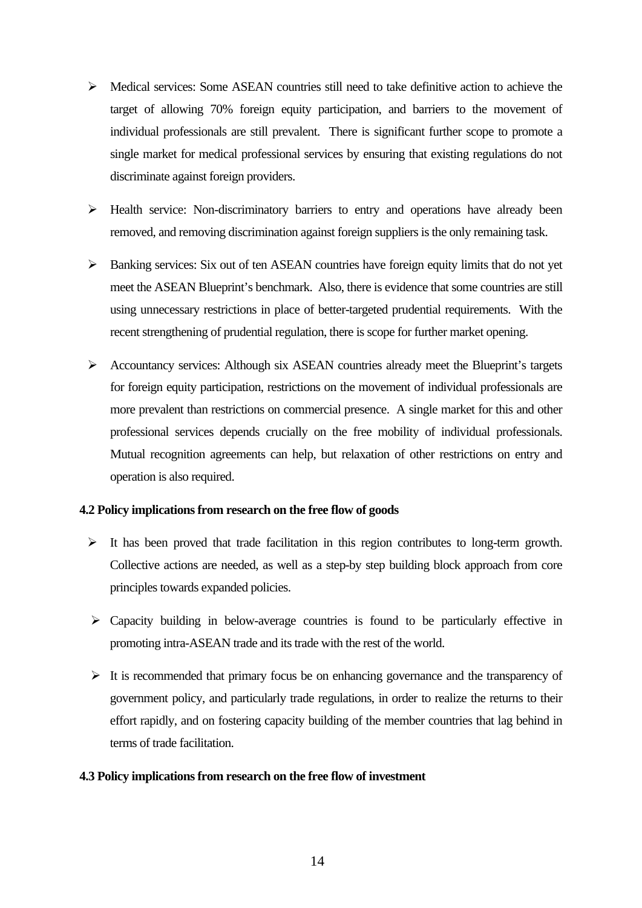- Medical services: Some ASEAN countries still need to take definitive action to achieve the target of allowing 70% foreign equity participation, and barriers to the movement of individual professionals are still prevalent. There is significant further scope to promote a single market for medical professional services by ensuring that existing regulations do not discriminate against foreign providers.
- Health service: Non-discriminatory barriers to entry and operations have already been removed, and removing discrimination against foreign suppliers is the only remaining task.
- Banking services: Six out of ten ASEAN countries have foreign equity limits that do not yet meet the ASEAN Blueprint's benchmark. Also, there is evidence that some countries are still using unnecessary restrictions in place of better-targeted prudential requirements. With the recent strengthening of prudential regulation, there is scope for further market opening.
- Accountancy services: Although six ASEAN countries already meet the Blueprint's targets for foreign equity participation, restrictions on the movement of individual professionals are more prevalent than restrictions on commercial presence. A single market for this and other professional services depends crucially on the free mobility of individual professionals. Mutual recognition agreements can help, but relaxation of other restrictions on entry and operation is also required.

**4.2 Policy implications from research on the free flow of goods**

- It has been proved that trade facilitation in this region contributes to long-term growth. Collective actions are needed, as well as a step-by step building block approach from core principles towards expanded policies.
- Capacity building in below-average countries is found to be particularly effective in promoting intra-ASEAN trade and its trade with the rest of the world.
- It is recommended that primary focus be on enhancing governance and the transparency of government policy, and particularly trade regulations, in order to realize the returns to their effort rapidly, and on fostering capacity building of the member countries that lag behind in terms of trade facilitation.

**4.3 Policy implications from research on the free flow of investment**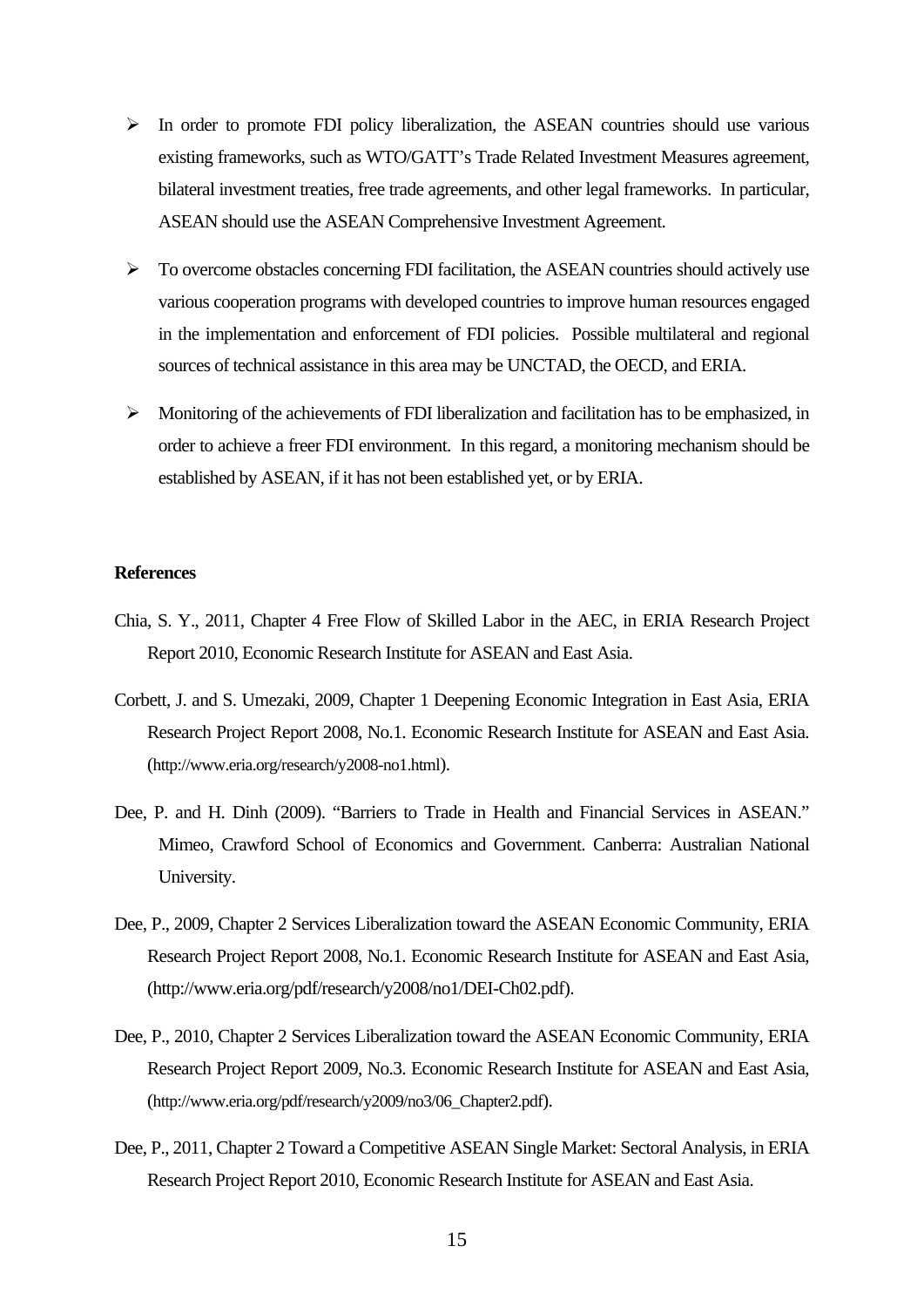- In order to promote FDI policy liberalization, the ASEAN countries should use various existing frameworks, such as WTO/GATT's Trade Related Investment Measures agreement, bilateral investment treaties, free trade agreements, and other legal frameworks. In particular, ASEAN should use the ASEAN Comprehensive Investment Agreement.
- To overcome obstacles concerning FDI facilitation, the ASEAN countries should actively use various cooperation programs with developed countries to improve human resources engaged in the implementation and enforcement of FDI policies. Possible multilateral and regional sources of technical assistance in this area may be UNCTAD, the OECD, and ERIA.
- Monitoring of the achievements of FDI liberalization and facilitation has to be emphasized, in order to achieve a freer FDI environment. In this regard, a monitoring mechanism should be established by ASEAN, if it has not been established yet, or by ERIA.

**References**

Chia, S. Y., 2011, Chapter 4 Free Flow of Skilled Labor in the AEC, in ERIA Research Project Report 2010, Economic Research Institute for ASEAN and East Asia.

Corbett, J. and S. Umezaki, 2009, Chapter 1 Deepening Economic Integration in East Asia, ERIA Research Project Report 2008, No.1. Economic Research Institute for ASEAN and East Asia. (http://www.eria.org/research/y2008-no1.html).

Dee, P. and H. Dinh (2009). "Barriers to Trade in Health and Financial Services in ASEAN." Mimeo, Crawford School of Economics and Government. Canberra: Australian National University.

Dee, P., 2009, Chapter 2 Services Liberalization toward the ASEAN Economic Community, ERIA Research Project Report 2008, No.1. Economic Research Institute for ASEAN and East Asia, (http://www.eria.org/pdf/research/y2008/no1/DEI-Ch02.pdf).

Dee, P., 2010, Chapter 2 Services Liberalization toward the ASEAN Economic Community, ERIA Research Project Report 2009, No.3. Economic Research Institute for ASEAN and East Asia, (http://www.eria.org/pdf/research/y2009/no3/06_Chapter2.pdf).

Dee, P., 2011, Chapter 2 Toward a Competitive ASEAN Single Market: Sectoral Analysis, in ERIA Research Project Report 2010, Economic Research Institute for ASEAN and East Asia.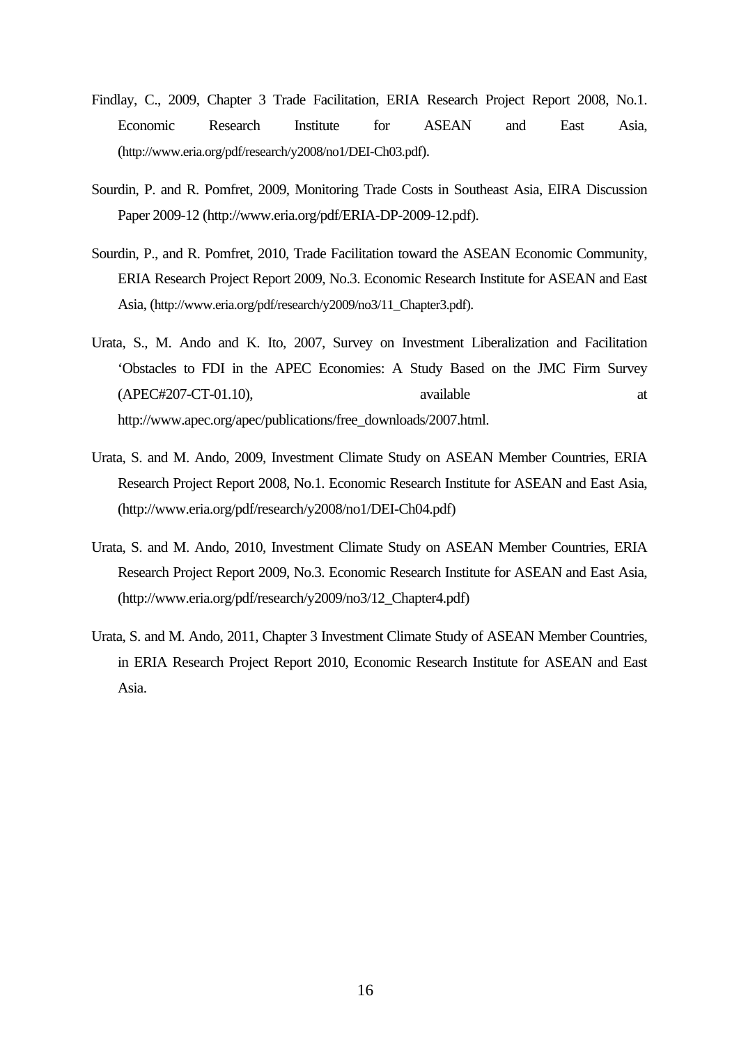Findlay, C., 2009, Chapter 3 Trade Facilitation, ERIA Research Project Report 2008, No.1. Economic Research Institute for ASEAN and East Asia, (http://www.eria.org/pdf/research/y2008/no1/DEI-Ch03.pdf).

Sourdin, P. and R. Pomfret, 2009, Monitoring Trade Costs in Southeast Asia, EIRA Discussion Paper 2009-12 (http://www.eria.org/pdf/ERIA-DP-2009-12.pdf).

Sourdin, P., and R. Pomfret, 2010, Trade Facilitation toward the ASEAN Economic Community, ERIA Research Project Report 2009, No.3. Economic Research Institute for ASEAN and East Asia, (http://www.eria.org/pdf/research/y2009/no3/11_Chapter3.pdf).

Urata, S., M. Ando and K. Ito, 2007, Survey on Investment Liberalization and Facilitation 'Obstacles to FDI in the APEC Economies: A Study Based on the JMC Firm Survey (APEC#207-CT-01.10), available at http://www.apec.org/apec/publications/free_downloads/2007.html.

Urata, S. and M. Ando, 2009, Investment Climate Study on ASEAN Member Countries, ERIA Research Project Report 2008, No.1. Economic Research Institute for ASEAN and East Asia, (http://www.eria.org/pdf/research/y2008/no1/DEI-Ch04.pdf)

Urata, S. and M. Ando, 2010, Investment Climate Study on ASEAN Member Countries, ERIA Research Project Report 2009, No.3. Economic Research Institute for ASEAN and East Asia, (http://www.eria.org/pdf/research/y2009/no3/12_Chapter4.pdf)

Urata, S. and M. Ando, 2011, Chapter 3 Investment Climate Study of ASEAN Member Countries, in ERIA Research Project Report 2010, Economic Research Institute for ASEAN and East Asia.